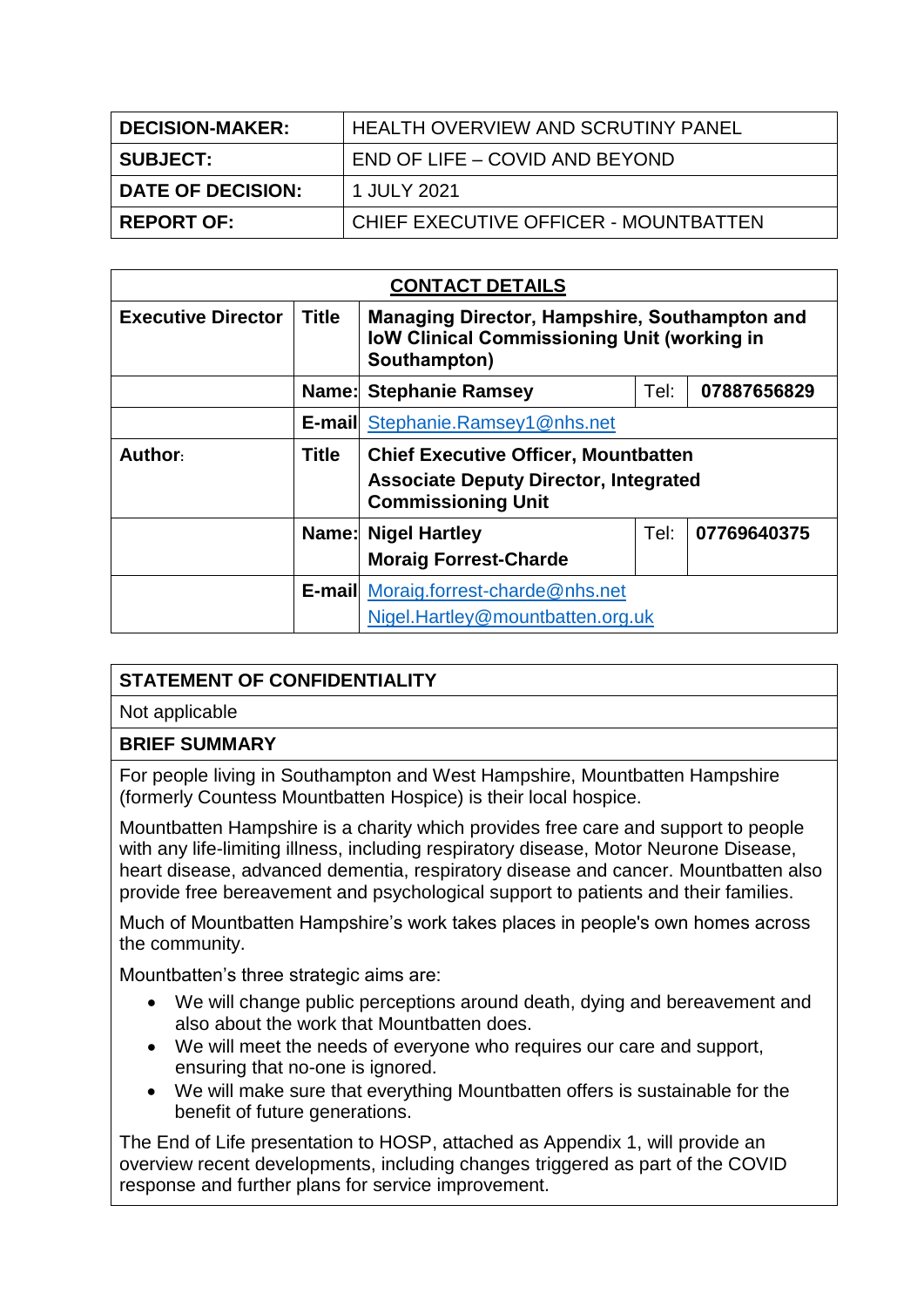| DECISION-MAKER: | HEALTH OVERVIEW AND SCRUTINY PANEL |
|---|---|
| SUBJECT: | END OF LIFE – COVID AND BEYOND |
| DATE OF DECISION: | 1 JULY 2021 |
| REPORT OF: | CHIEF EXECUTIVE OFFICER - MOUNTBATTEN |

| CONTACT DETAILS | | | | |
|---|---|---|---|---|
| **Executive Director** | **Title** | **Managing Director, Hampshire, Southampton and IoW Clinical Commissioning Unit (working in Southampton)** | | |
| | **Name:** | **Stephanie Ramsey** | Tel: | **07887656829** |
| | **E-mail** | Stephanie.Ramsey1@nhs.net | | |
| **Author:** | **Title** | **Chief Executive Officer, Mountbatten**<br>**Associate Deputy Director, Integrated Commissioning Unit** | | |
| | **Name:** | **Nigel Hartley**<br>**Moraig Forrest-Charde** | Tel: | **07769640375** |
| | **E-mail** | Moraig.forrest-charde@nhs.net<br>Nigel.Hartley@mountbatten.org.uk | | |

**STATEMENT OF CONFIDENTIALITY**

Not applicable

**BRIEF SUMMARY**

For people living in Southampton and West Hampshire, Mountbatten Hampshire (formerly Countess Mountbatten Hospice) is their local hospice.

Mountbatten Hampshire is a charity which provides free care and support to people with any life-limiting illness, including respiratory disease, Motor Neurone Disease, heart disease, advanced dementia, respiratory disease and cancer. Mountbatten also provide free bereavement and psychological support to patients and their families.

Much of Mountbatten Hampshire's work takes places in people's own homes across the community.

Mountbatten's three strategic aims are:

- We will change public perceptions around death, dying and bereavement and also about the work that Mountbatten does.
- We will meet the needs of everyone who requires our care and support, ensuring that no-one is ignored.
- We will make sure that everything Mountbatten offers is sustainable for the benefit of future generations.

The End of Life presentation to HOSP, attached as Appendix 1, will provide an overview recent developments, including changes triggered as part of the COVID response and further plans for service improvement.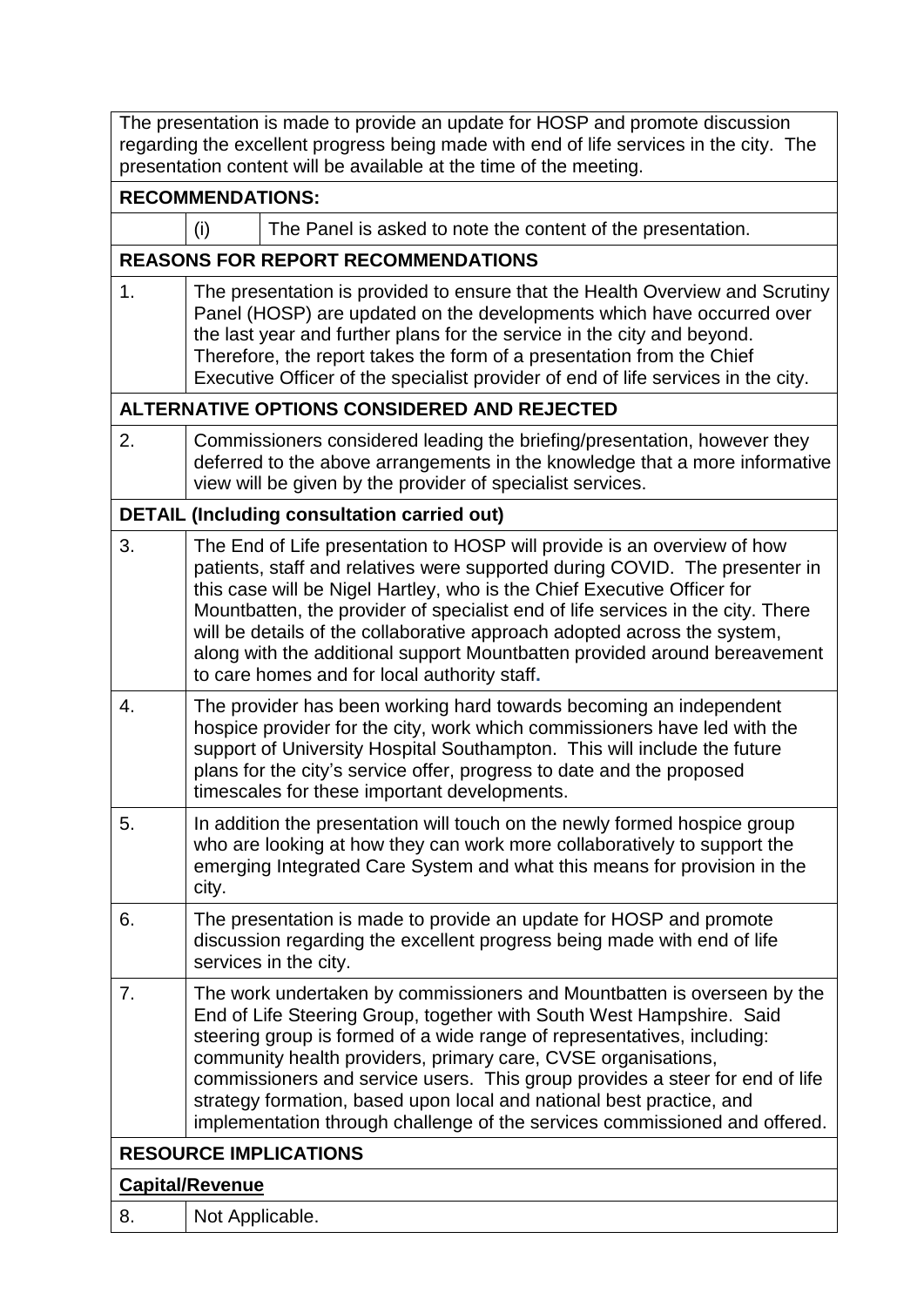The presentation is made to provide an update for HOSP and promote discussion regarding the excellent progress being made with end of life services in the city. The presentation content will be available at the time of the meeting.

**RECOMMENDATIONS:**

| | | |
|---|---|---|
| | (i) | The Panel is asked to note the content of the presentation. |

**REASONS FOR REPORT RECOMMENDATIONS**

| | |
|---|---|
| 1. | The presentation is provided to ensure that the Health Overview and Scrutiny Panel (HOSP) are updated on the developments which have occurred over the last year and further plans for the service in the city and beyond. Therefore, the report takes the form of a presentation from the Chief Executive Officer of the specialist provider of end of life services in the city. |

**ALTERNATIVE OPTIONS CONSIDERED AND REJECTED**

| | |
|---|---|
| 2. | Commissioners considered leading the briefing/presentation, however they deferred to the above arrangements in the knowledge that a more informative view will be given by the provider of specialist services. |

**DETAIL (Including consultation carried out)**

| | |
|---|---|
| 3. | The End of Life presentation to HOSP will provide is an overview of how patients, staff and relatives were supported during COVID. The presenter in this case will be Nigel Hartley, who is the Chief Executive Officer for Mountbatten, the provider of specialist end of life services in the city. There will be details of the collaborative approach adopted across the system, along with the additional support Mountbatten provided around bereavement to care homes and for local authority staff. |
| 4. | The provider has been working hard towards becoming an independent hospice provider for the city, work which commissioners have led with the support of University Hospital Southampton. This will include the future plans for the city's service offer, progress to date and the proposed timescales for these important developments. |
| 5. | In addition the presentation will touch on the newly formed hospice group who are looking at how they can work more collaboratively to support the emerging Integrated Care System and what this means for provision in the city. |
| 6. | The presentation is made to provide an update for HOSP and promote discussion regarding the excellent progress being made with end of life services in the city. |
| 7. | The work undertaken by commissioners and Mountbatten is overseen by the End of Life Steering Group, together with South West Hampshire. Said steering group is formed of a wide range of representatives, including: community health providers, primary care, CVSE organisations, commissioners and service users. This group provides a steer for end of life strategy formation, based upon local and national best practice, and implementation through challenge of the services commissioned and offered. |

**RESOURCE IMPLICATIONS**

**Capital/Revenue**

| | |
|---|---|
| 8. | Not Applicable. |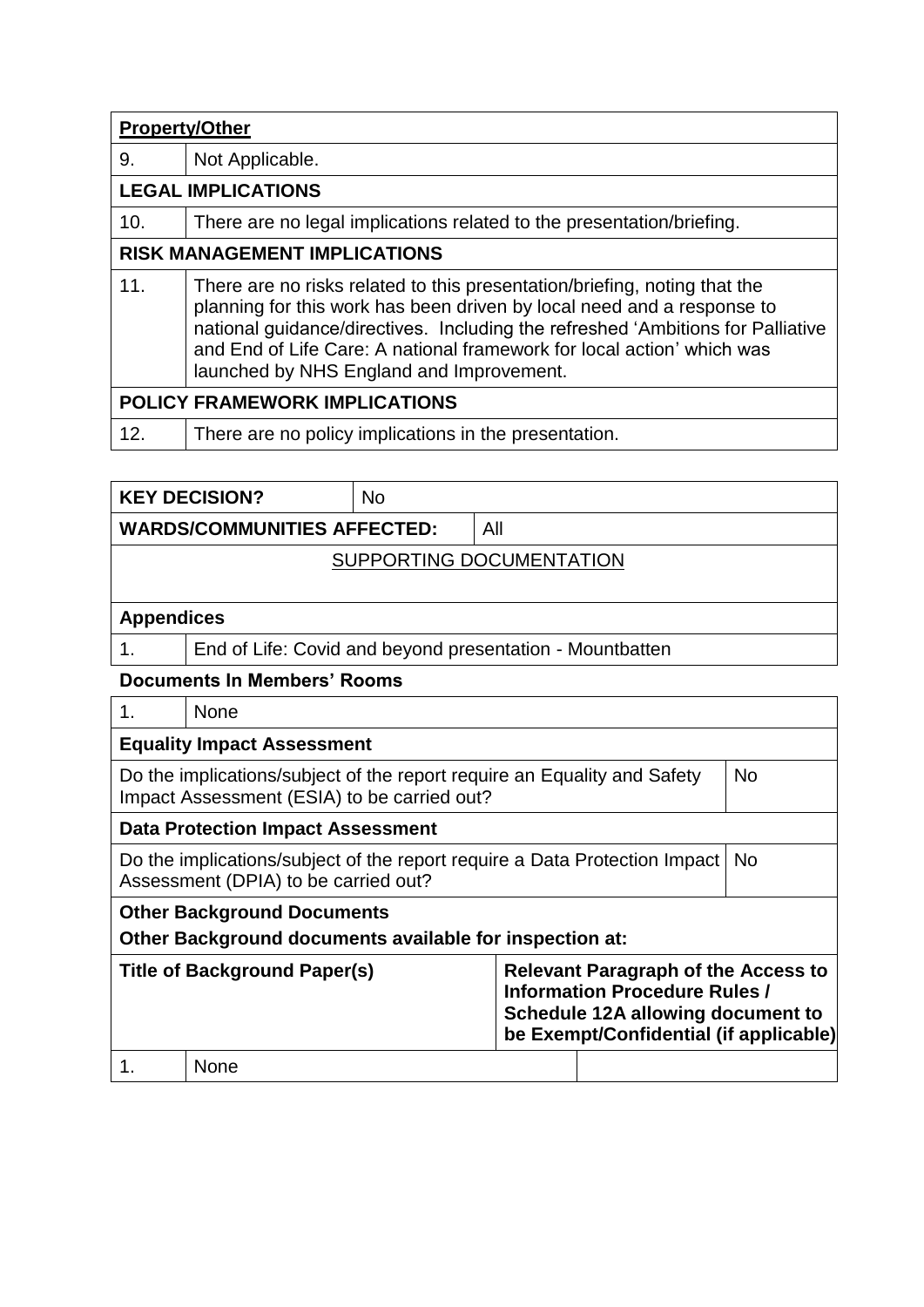| **Property/Other** | |
|---|---|
| 9. | Not Applicable. |
| **LEGAL IMPLICATIONS** | |
| 10. | There are no legal implications related to the presentation/briefing. |
| **RISK MANAGEMENT IMPLICATIONS** | |
| 11. | There are no risks related to this presentation/briefing, noting that the planning for this work has been driven by local need and a response to national guidance/directives. Including the refreshed 'Ambitions for Palliative and End of Life Care: A national framework for local action' which was launched by NHS England and Improvement. |
| **POLICY FRAMEWORK IMPLICATIONS** | |
| 12. | There are no policy implications in the presentation. |

| | |
|---|---|
| **KEY DECISION?** | No |
| **WARDS/COMMUNITIES AFFECTED:** | All |

SUPPORTING DOCUMENTATION

**Appendices**

| | |
|---|---|
| 1. | End of Life: Covid and beyond presentation - Mountbatten |

**Documents In Members' Rooms**

| | |
|---|---|
| 1. | None |

**Equality Impact Assessment**

| | |
|---|---|
| Do the implications/subject of the report require an Equality and Safety Impact Assessment (ESIA) to be carried out? | No |

**Data Protection Impact Assessment**

| | |
|---|---|
| Do the implications/subject of the report require a Data Protection Impact Assessment (DPIA) to be carried out? | No |

**Other Background Documents**

**Other Background documents available for inspection at:**

| **Title of Background Paper(s)** | | **Relevant Paragraph of the Access to Information Procedure Rules / Schedule 12A allowing document to be Exempt/Confidential (if applicable)** |
|---|---|---|
| 1. | None | |